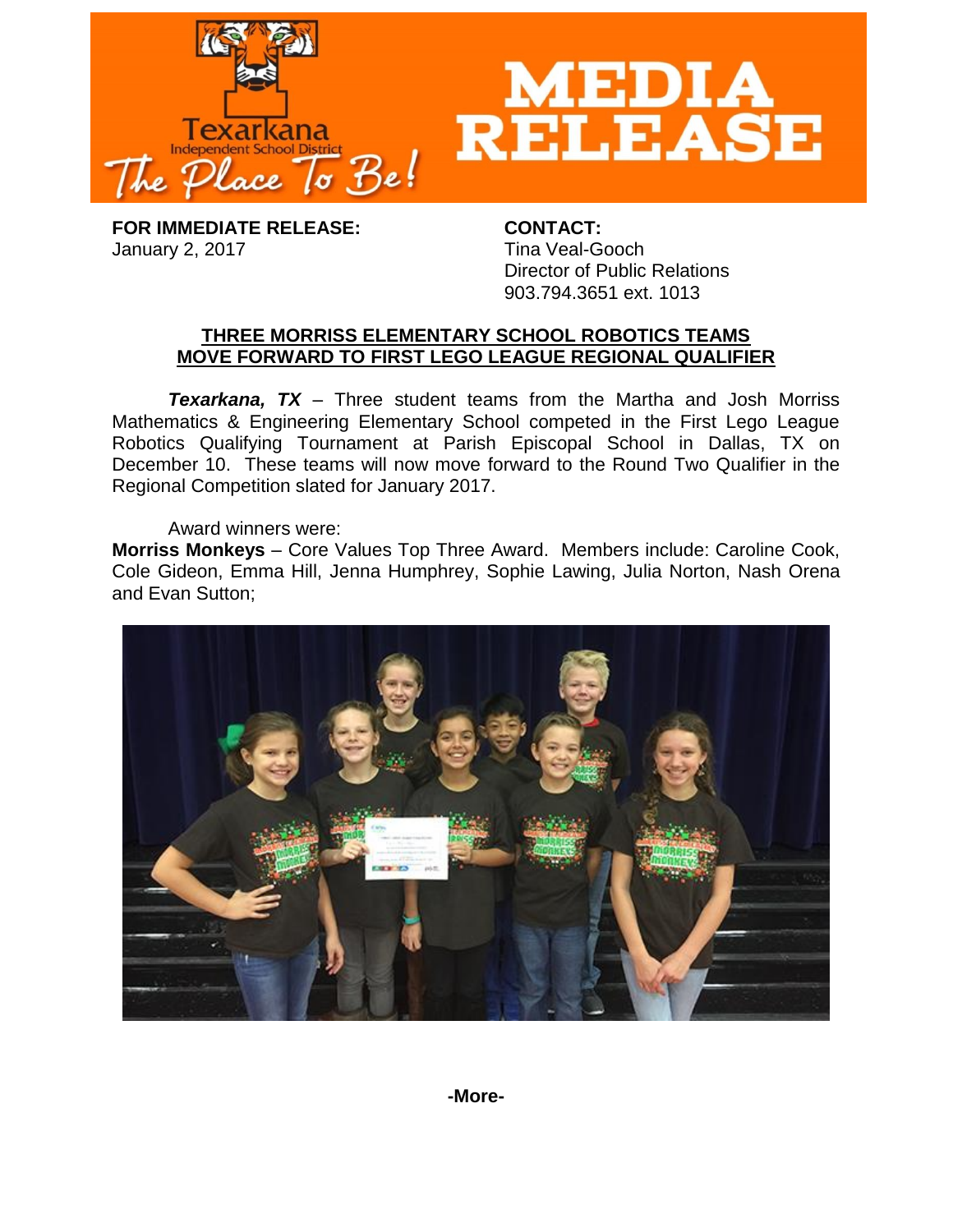# MEDIA RELEASE

Texarkana Independent School District — *The Place To Be!*

**FOR IMMEDIATE RELEASE:**
January 2, 2017

**CONTACT:**
Tina Veal-Gooch
Director of Public Relations
903.794.3651 ext. 1013

## THREE MORRISS ELEMENTARY SCHOOL ROBOTICS TEAMS MOVE FORWARD TO FIRST LEGO LEAGUE REGIONAL QUALIFIER

***Texarkana, TX*** – Three student teams from the Martha and Josh Morriss Mathematics & Engineering Elementary School competed in the First Lego League Robotics Qualifying Tournament at Parish Episcopal School in Dallas, TX on December 10. These teams will now move forward to the Round Two Qualifier in the Regional Competition slated for January 2017.

Award winners were:

**Morriss Monkeys** – Core Values Top Three Award. Members include: Caroline Cook, Cole Gideon, Emma Hill, Jenna Humphrey, Sophie Lawing, Julia Norton, Nash Orena and Evan Sutton;

**-More-**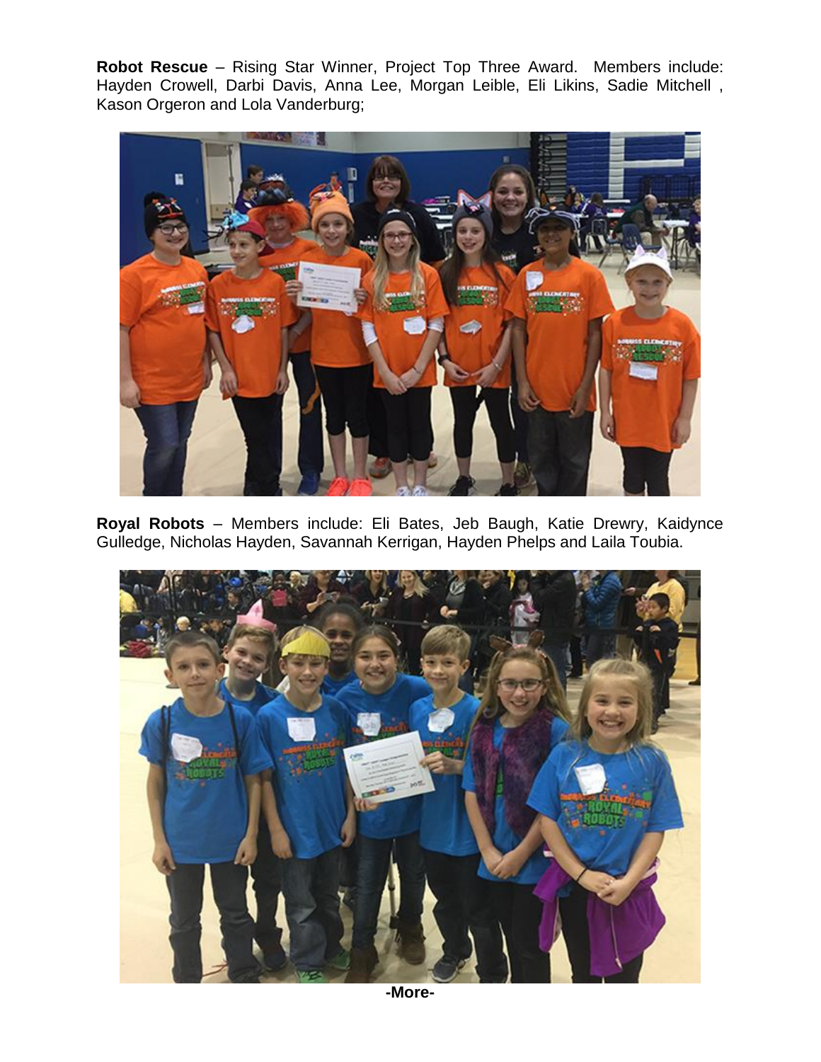**Robot Rescue** – Rising Star Winner, Project Top Three Award. Members include: Hayden Crowell, Darbi Davis, Anna Lee, Morgan Leible, Eli Likins, Sadie Mitchell , Kason Orgeron and Lola Vanderburg;

**Royal Robots** – Members include: Eli Bates, Jeb Baugh, Katie Drewry, Kaidynce Gulledge, Nicholas Hayden, Savannah Kerrigan, Hayden Phelps and Laila Toubia.

-More-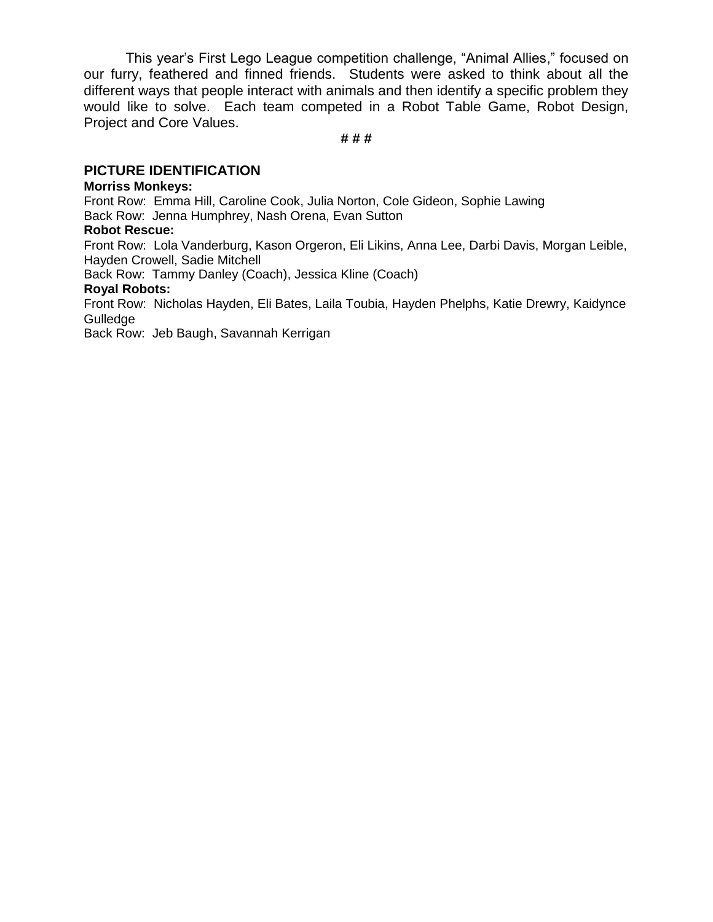This year's First Lego League competition challenge, "Animal Allies," focused on our furry, feathered and finned friends. Students were asked to think about all the different ways that people interact with animals and then identify a specific problem they would like to solve. Each team competed in a Robot Table Game, Robot Design, Project and Core Values.

# # #

## PICTURE IDENTIFICATION

**Morriss Monkeys:**

Front Row: Emma Hill, Caroline Cook, Julia Norton, Cole Gideon, Sophie Lawing
Back Row: Jenna Humphrey, Nash Orena, Evan Sutton

**Robot Rescue:**

Front Row: Lola Vanderburg, Kason Orgeron, Eli Likins, Anna Lee, Darbi Davis, Morgan Leible, Hayden Crowell, Sadie Mitchell
Back Row: Tammy Danley (Coach), Jessica Kline (Coach)

**Royal Robots:**

Front Row: Nicholas Hayden, Eli Bates, Laila Toubia, Hayden Phelphs, Katie Drewry, Kaidynce Gulledge
Back Row: Jeb Baugh, Savannah Kerrigan